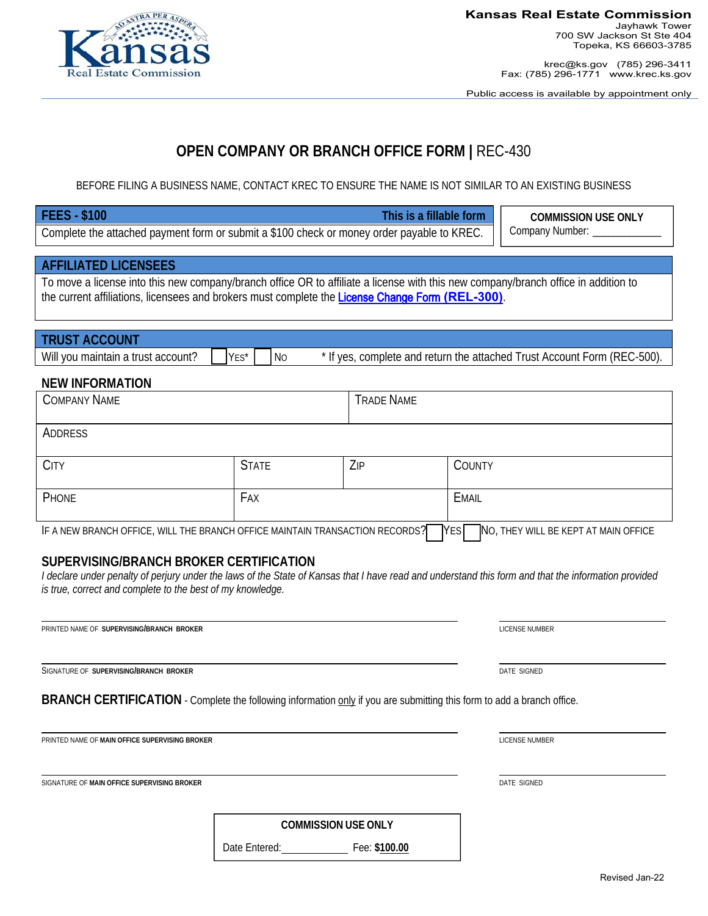Kansas Real Estate Commission

**Kansas Real Estate Commission**
Jayhawk Tower
700 SW Jackson St Ste 404
Topeka, KS 66603-3785

krec@ks.gov (785) 296-3411
Fax: (785) 296-1771 www.krec.ks.gov

Public access is available by appointment only

# OPEN COMPANY OR BRANCH OFFICE FORM | REC-430

BEFORE FILING A BUSINESS NAME, CONTACT KREC TO ENSURE THE NAME IS NOT SIMILAR TO AN EXISTING BUSINESS

## FEES - $100 — This is a fillable form

Complete the attached payment form or submit a $100 check or money order payable to KREC.

**COMMISSION USE ONLY**
Company Number: ____________

## AFFILIATED LICENSEES

To move a license into this new company/branch office OR to affiliate a license with this new company/branch office in addition to the current affiliations, licensees and brokers must complete the License Change Form **(REL-300)**.

## TRUST ACCOUNT

Will you maintain a trust account? ☐ YES* ☐ NO * If yes, complete and return the attached Trust Account Form (REC-500).

## NEW INFORMATION

| COMPANY NAME | | TRADE NAME | |
|---|---|---|---|
| ADDRESS | | | |
| CITY | STATE | ZIP | COUNTY |
| PHONE | FAX | | EMAIL |

IF A NEW BRANCH OFFICE, WILL THE BRANCH OFFICE MAINTAIN TRANSACTION RECORDS? ☐ YES ☐ NO, THEY WILL BE KEPT AT MAIN OFFICE

## SUPERVISING/BRANCH BROKER CERTIFICATION

*I declare under penalty of perjury under the laws of the State of Kansas that I have read and understand this form and that the information provided is true, correct and complete to the best of my knowledge.*

______________________________ PRINTED NAME OF **SUPERVISING/BRANCH BROKER** ______________ LICENSE NUMBER

______________________________ SIGNATURE OF **SUPERVISING/BRANCH BROKER** ______________ DATE SIGNED

## BRANCH CERTIFICATION - Complete the following information only if you are submitting this form to add a branch office.

______________________________ PRINTED NAME OF **MAIN OFFICE SUPERVISING BROKER** ______________ LICENSE NUMBER

______________________________ SIGNATURE OF **MAIN OFFICE SUPERVISING BROKER** ______________ DATE SIGNED

**COMMISSION USE ONLY**
Date Entered: ____________ Fee: **$100.00**

Revised Jan-22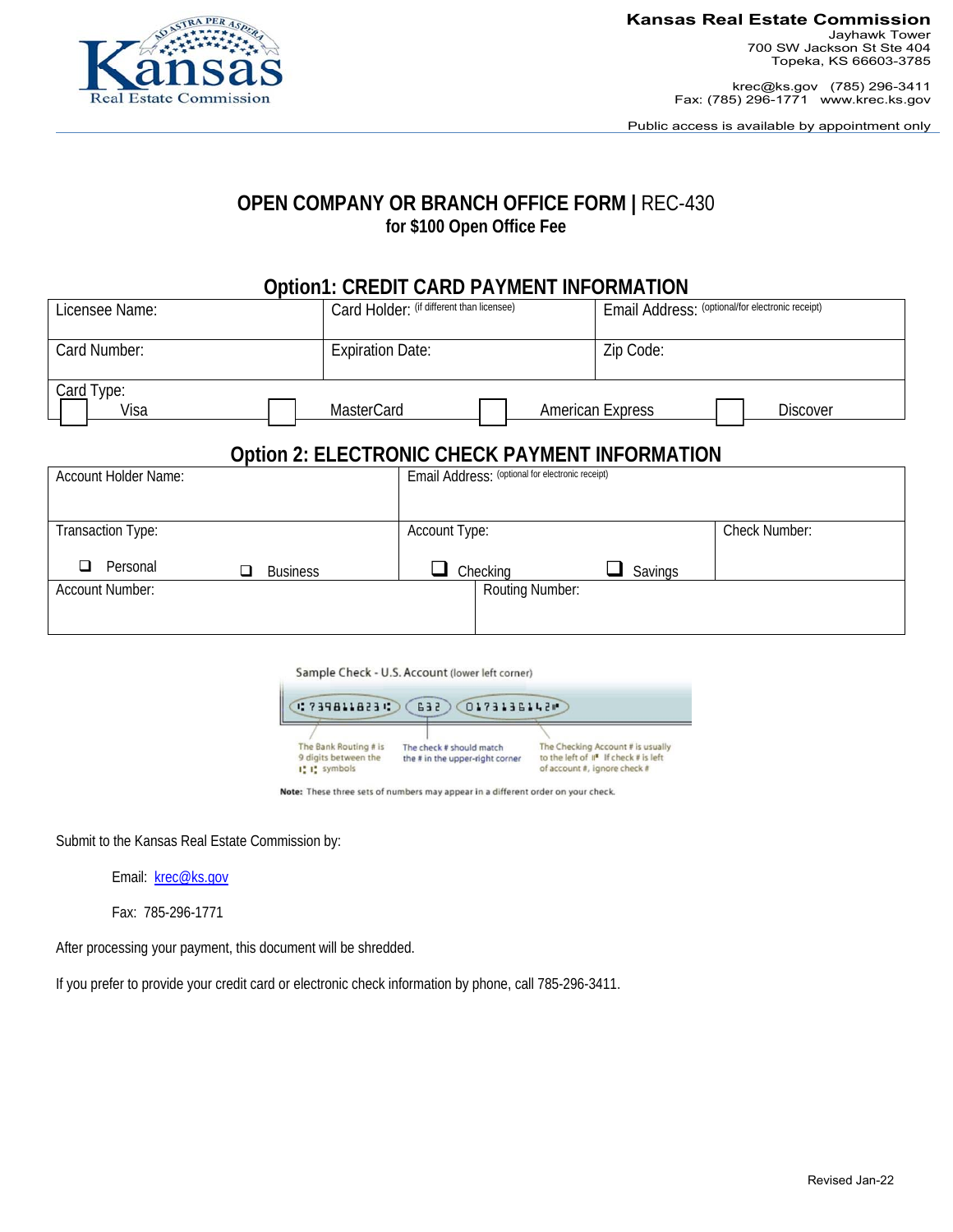Kansas Real Estate Commission

**Kansas Real Estate Commission**
Jayhawk Tower
700 SW Jackson St Ste 404
Topeka, KS 66603-3785

krec@ks.gov (785) 296-3411
Fax: (785) 296-1771 www.krec.ks.gov

Public access is available by appointment only

# OPEN COMPANY OR BRANCH OFFICE FORM | REC-430

**for $100 Open Office Fee**

## Option1: CREDIT CARD PAYMENT INFORMATION

| Licensee Name: | Card Holder: (if different than licensee) | Email Address: (optional/for electronic receipt) |
|---|---|---|
| Card Number: | Expiration Date: | Zip Code: |
| Card Type: ☐ Visa ☐ MasterCard | ☐ American Express | ☐ Discover |

## Option 2: ELECTRONIC CHECK PAYMENT INFORMATION

| Account Holder Name: | Email Address: (optional for electronic receipt) | |
|---|---|---|
| Transaction Type: ☐ Personal ☐ Business | Account Type: ☐ Checking ☐ Savings | Check Number: |
| Account Number: | Routing Number: | |

Sample Check - U.S. Account (lower left corner)

⑆739811823⑆ 632 0173136142⑈

The Bank Routing # is 9 digits between the ⑆ ⑆ symbols

The check # should match the # in the upper-right corner

The Checking Account # is usually to the left of ⑈ If check # is left of account #, ignore check #

**Note:** These three sets of numbers may appear in a different order on your check.

Submit to the Kansas Real Estate Commission by:

Email: krec@ks.gov

Fax: 785-296-1771

After processing your payment, this document will be shredded.

If you prefer to provide your credit card or electronic check information by phone, call 785-296-3411.

Revised Jan-22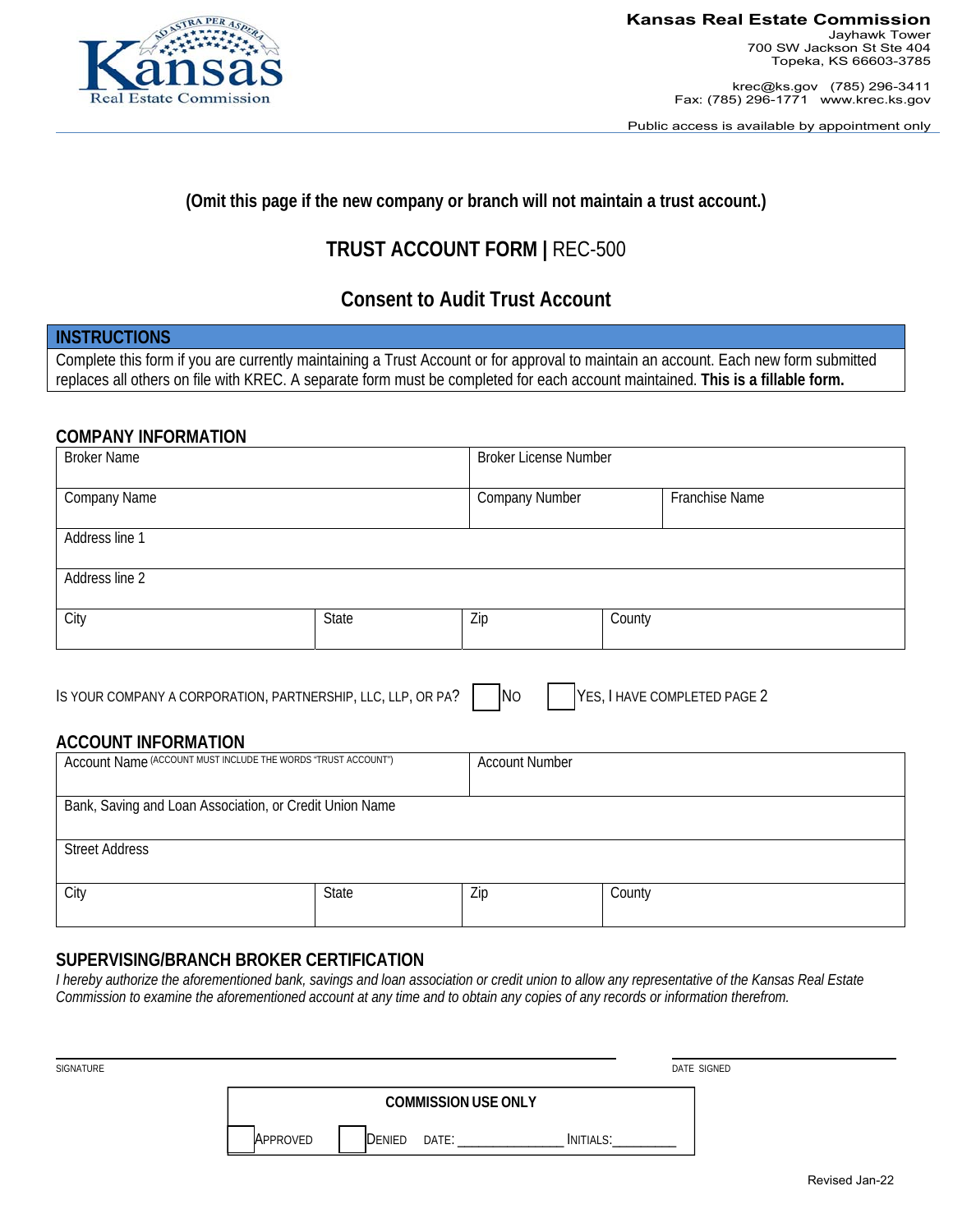Kansas Real Estate Commission
Jayhawk Tower
700 SW Jackson St Ste 404
Topeka, KS 66603-3785

krec@ks.gov (785) 296-3411
Fax: (785) 296-1771 www.krec.ks.gov

Public access is available by appointment only

**(Omit this page if the new company or branch will not maintain a trust account.)**

# TRUST ACCOUNT FORM | REC-500

## Consent to Audit Trust Account

| INSTRUCTIONS |
|---|
| Complete this form if you are currently maintaining a Trust Account or for approval to maintain an account. Each new form submitted replaces all others on file with KREC. A separate form must be completed for each account maintained. **This is a fillable form.** |

### COMPANY INFORMATION

| Broker Name | | Broker License Number | |
|---|---|---|---|
| Company Name | | Company Number | Franchise Name |
| Address line 1 | | | |
| Address line 2 | | | |
| City | State | Zip | County |

IS YOUR COMPANY A CORPORATION, PARTNERSHIP, LLC, LLP, OR PA? ☐ NO ☐ YES, I HAVE COMPLETED PAGE 2

### ACCOUNT INFORMATION

| Account Name (ACCOUNT MUST INCLUDE THE WORDS "TRUST ACCOUNT") | | Account Number | |
|---|---|---|---|
| Bank, Saving and Loan Association, or Credit Union Name | | | |
| Street Address | | | |
| City | State | Zip | County |

### SUPERVISING/BRANCH BROKER CERTIFICATION

*I hereby authorize the aforementioned bank, savings and loan association or credit union to allow any representative of the Kansas Real Estate Commission to examine the aforementioned account at any time and to obtain any copies of any records or information therefrom.*

SIGNATURE ______________________________ DATE SIGNED ______________

| COMMISSION USE ONLY |
|---|
| ☐ APPROVED ☐ DENIED DATE: ______________ INITIALS: _________ |

Revised Jan-22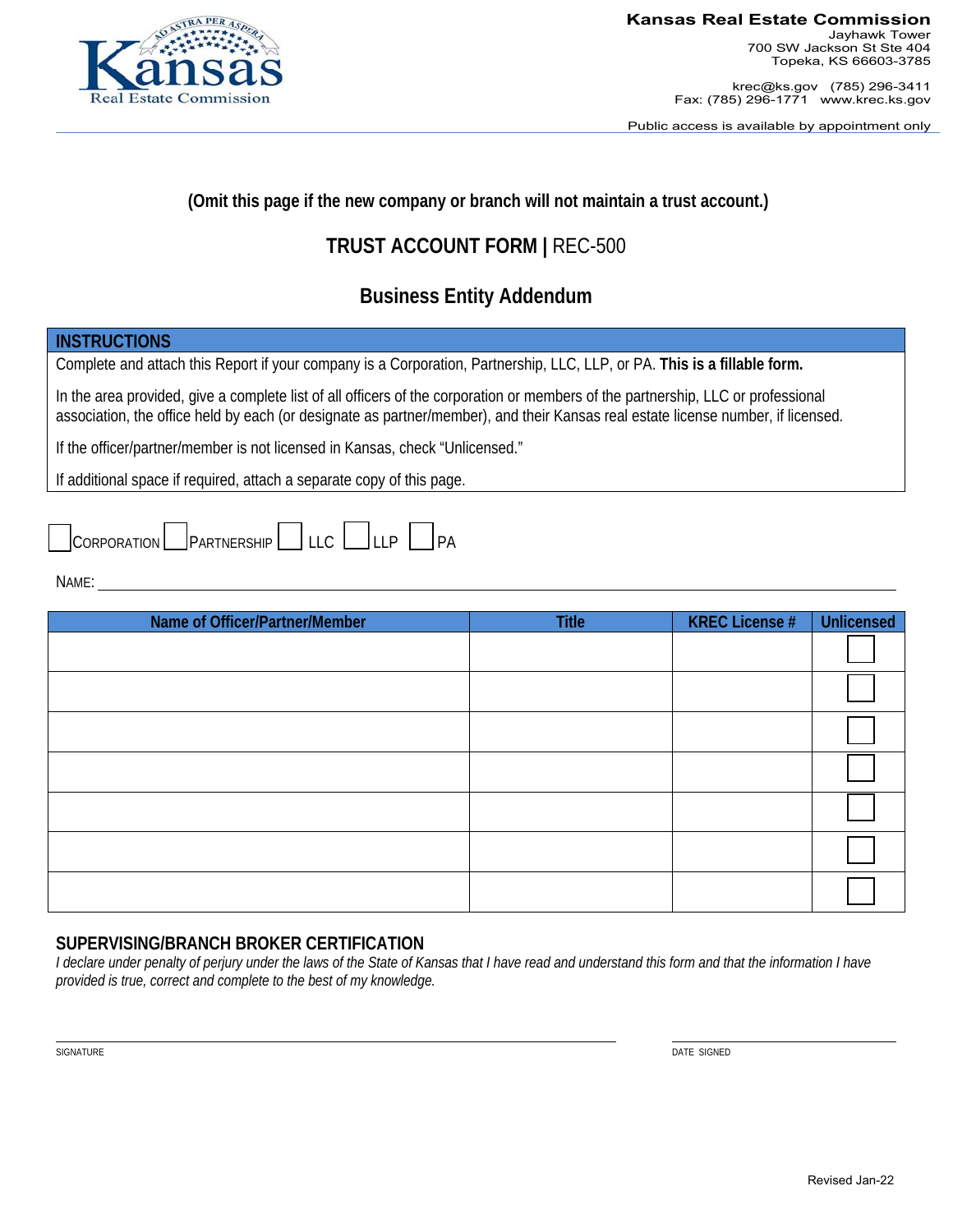Kansas Real Estate Commission
Real Estate Commission

**Kansas Real Estate Commission**
Jayhawk Tower
700 SW Jackson St Ste 404
Topeka, KS 66603-3785

krec@ks.gov (785) 296-3411
Fax: (785) 296-1771 www.krec.ks.gov

Public access is available by appointment only

**(Omit this page if the new company or branch will not maintain a trust account.)**

## TRUST ACCOUNT FORM | REC-500

## Business Entity Addendum

### INSTRUCTIONS

Complete and attach this Report if your company is a Corporation, Partnership, LLC, LLP, or PA. **This is a fillable form.**

In the area provided, give a complete list of all officers of the corporation or members of the partnership, LLC or professional association, the office held by each (or designate as partner/member), and their Kansas real estate license number, if licensed.

If the officer/partner/member is not licensed in Kansas, check "Unlicensed."

If additional space if required, attach a separate copy of this page.

☐ CORPORATION ☐ PARTNERSHIP ☐ LLC ☐ LLP ☐ PA

NAME: ______________________________

| Name of Officer/Partner/Member | Title | KREC License # | Unlicensed |
|---|---|---|---|
| | | | ☐ |
| | | | ☐ |
| | | | ☐ |
| | | | ☐ |
| | | | ☐ |
| | | | ☐ |
| | | | ☐ |

### SUPERVISING/BRANCH BROKER CERTIFICATION

*I declare under penalty of perjury under the laws of the State of Kansas that I have read and understand this form and that the information I have provided is true, correct and complete to the best of my knowledge.*

______________________________ ______________________________
SIGNATURE DATE SIGNED

Revised Jan-22